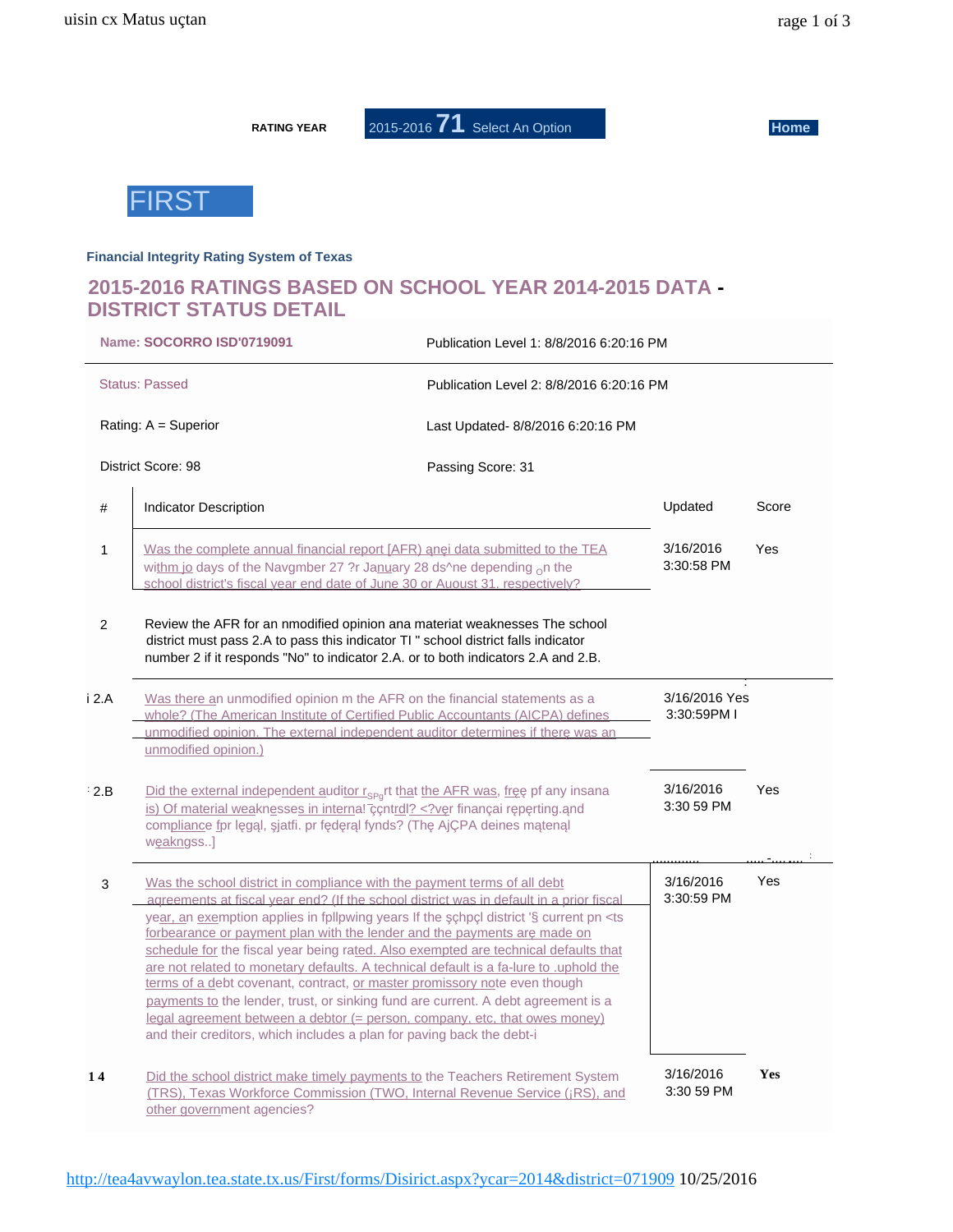RATING YEAR | 2015-2016 **71** Select An Option | **Home**

# FIRST

**Financial Integrity Rating System of Texas**

## 2015-2016 RATINGS BASED ON SCHOOL YEAR 2014-2015 DATA - DISTRICT STATUS DETAIL

| | |
|---|---|
| **Name: SOCORRO ISD'0719091** | Publication Level 1: 8/8/2016 6:20:16 PM |
| Status: Passed | Publication Level 2: 8/8/2016 6:20:16 PM |
| Rating: A = Superior | Last Updated- 8/8/2016 6:20:16 PM |
| District Score: 98 | Passing Score: 31 |

| # | Indicator Description | Updated | Score |
|---|---|---|---|
| 1 | Was the complete annual financial report [AFR) ąnẹi data submitted to the TEA within jo days of the Navgmber 27 ?r January 28 ds^ne depending on the school district's fiscal year end date of June 30 or Auoust 31. respectively? | 3/16/2016 3:30:58 PM | Yes |
| 2 | Review the AFR for an nmodified opinion ana materiat weaknesses The school district must pass 2.A to pass this indicator TI " school district falls indicator number 2 if it responds "No" to indicator 2.A. or to both indicators 2.A and 2.B. | | |
| 2.A | Was there an unmodified opinion m the AFR on the financial statements as a whole? (The American Institute of Certified Public Accountants (AICPA) defines unmodified opinion. The external independent auditor determines if therę wąs an unmodified opinion.) | 3/16/2016 3:30:59PM | Yes |
| 2.B | Did the external independent auditor r<sub>SPg</sub>rt that the AFR was, frẹẹ pf any insana is) Of material weaknęsses in interna! ̄ççntrdl? <?vẹr finançai rẹpẹrting.ąnd compliance fpr lẹgąl, şjatfi. pr fẹdẹrąl fynds? (Thẹ AjÇPA deines mątenąl wẹakngss..] | 3/16/2016 3:30 59 PM | Yes |
| 3 | Was the school district in compliance with the payment terms of all debt agreements at fiscal year end? (If the school district was in default in a prior fiscal year, an exemption applies in fpllpwing years If the şçhpçl district '§ current pn <ts forbearance or payment plan with the lender and the payments arẹ made on schedule for the fiscal year being rated. Also exempted are technical defaults that are not related to monetary defaults. A technical default is a fa-lure to .uphold the terms of a debt covenant, contract, or master promissory note even though payments to the lender, trust, or sinking fund are current. A debt agreement is a legal agreement between a debtor (= person, company, etc, that owes money) and their creditors, which includes a plan for paving back the debt-i | 3/16/2016 3:30:59 PM | Yes |
| 4 | Did the school district make timely payments to the Teachers Retirement System (TRS), Texas Workforce Commission (TWO, Internal Revenue Service (¡RS), and other government agencies? | 3/16/2016 3:30 59 PM | Yes |

http://tea4avwaylon.tea.state.tx.us/First/forms/Disirict.aspx?ycar=2014&district=071909 10/25/2016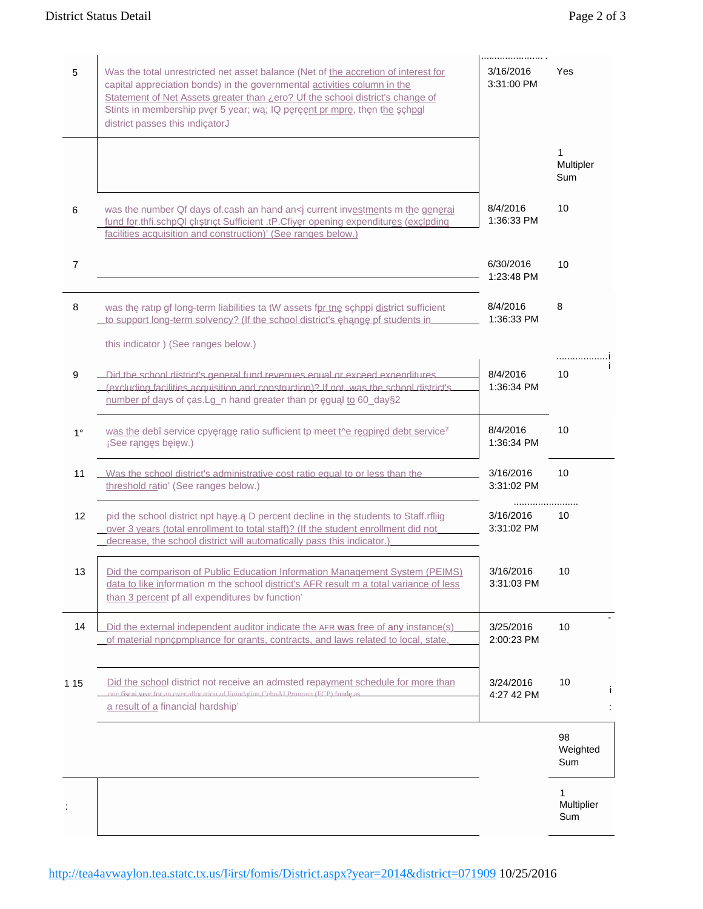| # | Indicator | Date | Result |
|---|---|---|---|
| 5 | Was the total unrestricted net asset balance (Net of the accretion of interest for capital appreciation bonds) in the governmental activities column in the Statement of Net Assets greater than ¿ero? Uf the schooi district's change of Stints in membership pvęr 5 year; wą; IQ pęręęnt pr mpręe, thęn the şçhpgl district passes this ındiçatorJ | 3/16/2016 3:31:00 PM | Yes |
| | | | 1 Multiplier Sum |
| 6 | was the number Qf days of.cash an hand an<j current investments m the gęnęrai fund for.thfi.schpQl çlıştrıçt Sufficient .tP.Cfiyęr opening expenditures (exçlpding facilities acquisition and construction)' (See ranges below.) | 8/4/2016 1:36:33 PM | 10 |
| 7 | | 6/30/2016 1:23:48 PM | 10 |
| 8 | was thę ratıp gf long-term liabilities ta tW assets fpr tnę sçhppi district sufficient to support long-term solvency? (If the school district's ęhąngę pf students in this indicator ) (See ranges below.) | 8/4/2016 1:36:33 PM | 8 |
| 9 | Did the school district's general fund revenues equal or exceed expenditures (excluding facilities acquisition and construction)? If not, was the school district's number pf days of ças.Lg_n hand greater than pr ęguąl to 60_day§2 | 8/4/2016 1:36:34 PM | 10 |
| 1° | was the debî service cpyęrągę ratio sufficient tp meet t^e ręgpiręd debt service² ¡See rąngęs bęięw.) | 8/4/2016 1:36:34 PM | 10 |
| 11 | Was the school district's administrative cost ratio equal to or less than the threshold ratio' (See ranges below.) | 3/16/2016 3:31:02 PM | 10 |
| 12 | pid the school district npt hąyę.ą D percent decline in thę students to Staff.rfliig over 3 years (total enrollment to total staff)? (If the student enrollment did not decrease, the school district will automatically pass this indicator.) | 3/16/2016 3:31:02 PM | 10 |
| 13 | Did the comparison of Public Education Information Management System (PEIMS) data to like information m the school district's AFR result m a total variance of less than 3 percent pf all expenditures bv function' | 3/16/2016 3:31:03 PM | 10 |
| 14 | Did the external independent auditor indicate the AFR was free of any instance(s) of material npnçpmplıance for grants, contracts, and laws related to local, state, | 3/25/2016 2:00:23 PM | 10 |
| 1 15 | Did the school district not receive an admsted repayment schedule for more than one fiscal year for an over allocation of Foindation CehoAl Prnoram (FCP) funde as a result of a financial hardship' | 3/24/2016 4:27 42 PM | 10 |
| | | | 98 Weighted Sum |
| | | | 1 Multiplier Sum |

http://tea4avwaylon.tea.statc.tx.us/I:irst/fomis/District.aspx?year=2014&district=071909 10/25/2016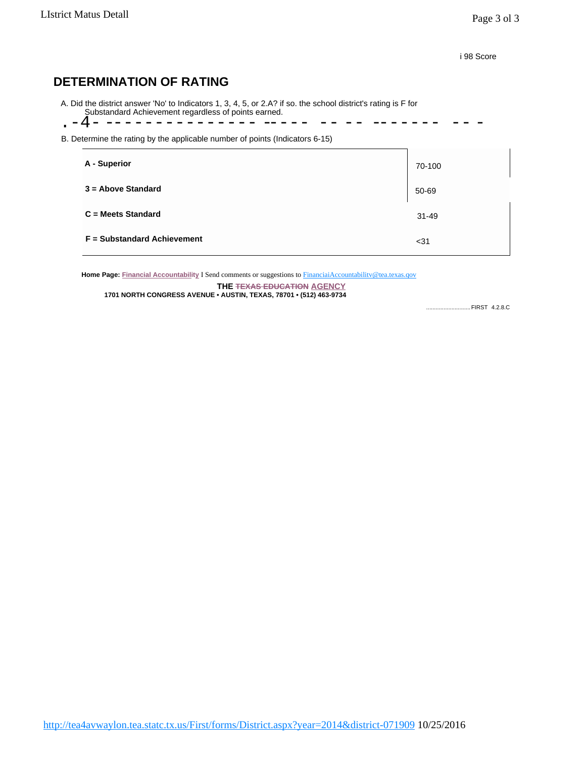i 98 Score

## DETERMINATION OF RATING

A. Did the district answer 'No' to Indicators 1, 3, 4, 5, or 2.A? if so. the school district's rating is F for Substandard Achievement regardless of points earned.

B. Determine the rating by the applicable number of points (Indicators 6-15)

| | |
|---|---|
| **A - Superior** | 70-100 |
| **3 = Above Standard** | 50-69 |
| **C = Meets Standard** | 31-49 |
| **F = Substandard Achievement** | <31 |

**Home Page:** **Financial Accountability** I Send comments or suggestions to FinanciaiAccountabilitv@tea.texas.qov

**THE ~~TEXAS EDUCATION~~ AGENCY**
**1701 NORTH CONGRESS AVENUE • AUSTIN, TEXAS, 78701 • (512) 463-9734**

FIRST 4.2.8.C

http://tea4avwaylon.tea.statc.tx.us/First/forms/District.aspx?year=2014&district-071909 10/25/2016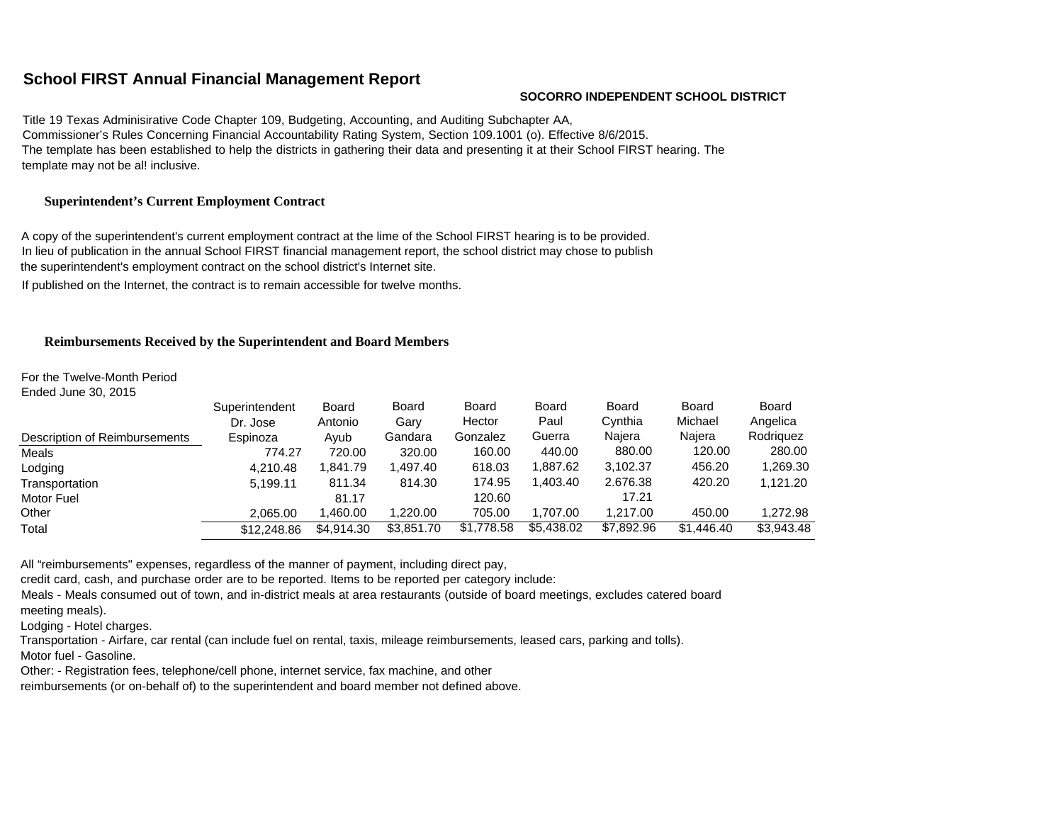# School FIRST Annual Financial Management Report

**SOCORRO INDEPENDENT SCHOOL DISTRICT**

Title 19 Texas Adminisirative Code Chapter 109, Budgeting, Accounting, and Auditing Subchapter AA,
Commissioner's Rules Concerning Financial Accountability Rating System, Section 109.1001 (o). Effective 8/6/2015.
The template has been established to help the districts in gathering their data and presenting it at their School FIRST hearing. The template may not be al! inclusive.

## Superintendent's Current Employment Contract

A copy of the superintendent's current employment contract at the lime of the School FIRST hearing is to be provided.
In lieu of publication in the annual School FIRST financial management report, the school district may chose to publish the superintendent's employment contract on the school district's Internet site.
If published on the Internet, the contract is to remain accessible for twelve months.

## Reimbursements Received by the Superintendent and Board Members

For the Twelve-Month Period
Ended June 30, 2015

| Description of Reimbursements | Superintendent Dr. Jose Espinoza | Board Antonio Ayub | Board Gary Gandara | Board Hector Gonzalez | Board Paul Guerra | Board Cynthia Najera | Board Michael Najera | Board Angelica Rodriquez |
|---|---|---|---|---|---|---|---|---|
| Meals | 774.27 | 720.00 | 320.00 | 160.00 | 440.00 | 880.00 | 120.00 | 280.00 |
| Lodging | 4,210.48 | 1,841.79 | 1,497.40 | 618.03 | 1,887.62 | 3,102.37 | 456.20 | 1,269.30 |
| Transportation | 5,199.11 | 811.34 | 814.30 | 174.95 | 1,403.40 | 2.676.38 | 420.20 | 1,121.20 |
| Motor Fuel | | 81.17 | | 120.60 | | 17.21 | | |
| Other | 2,065.00 | 1,460.00 | 1,220.00 | 705.00 | 1,707.00 | 1,217.00 | 450.00 | 1,272.98 |
| Total | $12,248.86 | $4,914.30 | $3,851.70 | $1,778.58 | $5,438.02 | $7,892.96 | $1,446.40 | $3,943.48 |

All "reimbursements" expenses, regardless of the manner of payment, including direct pay, credit card, cash, and purchase order are to be reported. Items to be reported per category include:
Meals - Meals consumed out of town, and in-district meals at area restaurants (outside of board meetings, excludes catered board meeting meals).
Lodging - Hotel charges.
Transportation - Airfare, car rental (can include fuel on rental, taxis, mileage reimbursements, leased cars, parking and tolls).
Motor fuel - Gasoline.
Other: - Registration fees, telephone/cell phone, internet service, fax machine, and other reimbursements (or on-behalf of) to the superintendent and board member not defined above.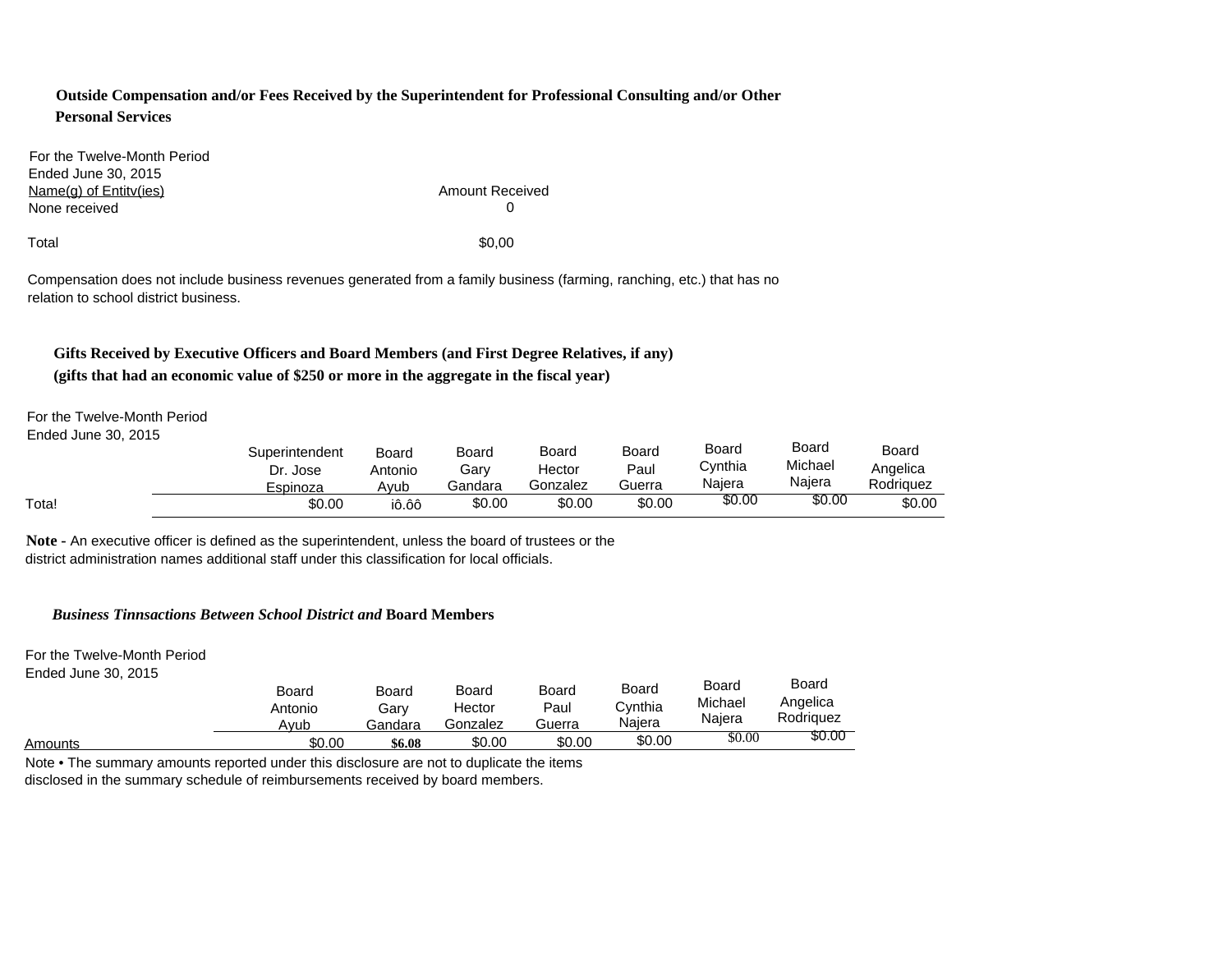**Outside Compensation and/or Fees Received by the Superintendent for Professional Consulting and/or Other Personal Services**

For the Twelve-Month Period
Ended June 30, 2015

| Name(g) of Entitv(ies) | Amount Received |
|---|---|
| None received | 0 |
| | |
| Total | $0,00 |

Compensation does not include business revenues generated from a family business (farming, ranching, etc.) that has no relation to school district business.

**Gifts Received by Executive Officers and Board Members (and First Degree Relatives, if any)**
**(gifts that had an economic value of $250 or more in the aggregate in the fiscal year)**

For the Twelve-Month Period
Ended June 30, 2015

| | Superintendent Dr. Jose Espinoza | Board Antonio Ayub | Board Gary Gandara | Board Hector Gonzalez | Board Paul Guerra | Board Cynthia Najera | Board Michael Najera | Board Angelica Rodriquez |
|---|---|---|---|---|---|---|---|---|
| Tota! | $0.00 | iô.ôô | $0.00 | $0.00 | $0.00 | $0.00 | $0.00 | $0.00 |

**Note -** An executive officer is defined as the superintendent, unless the board of trustees or the district administration names additional staff under this classification for local officials.

***Business Tinnsactions Between School District and* Board Members**

For the Twelve-Month Period
Ended June 30, 2015

| | Board Antonio Ayub | Board Gary Gandara | Board Hector Gonzalez | Board Paul Guerra | Board Cynthia Najera | Board Michael Najera | Board Angelica Rodriquez |
|---|---|---|---|---|---|---|---|
| Amounts | $0.00 | $6.08 | $0.00 | $0.00 | $0.00 | $0.00 | $0.00 |

Note • The summary amounts reported under this disclosure are not to duplicate the items disclosed in the summary schedule of reimbursements received by board members.